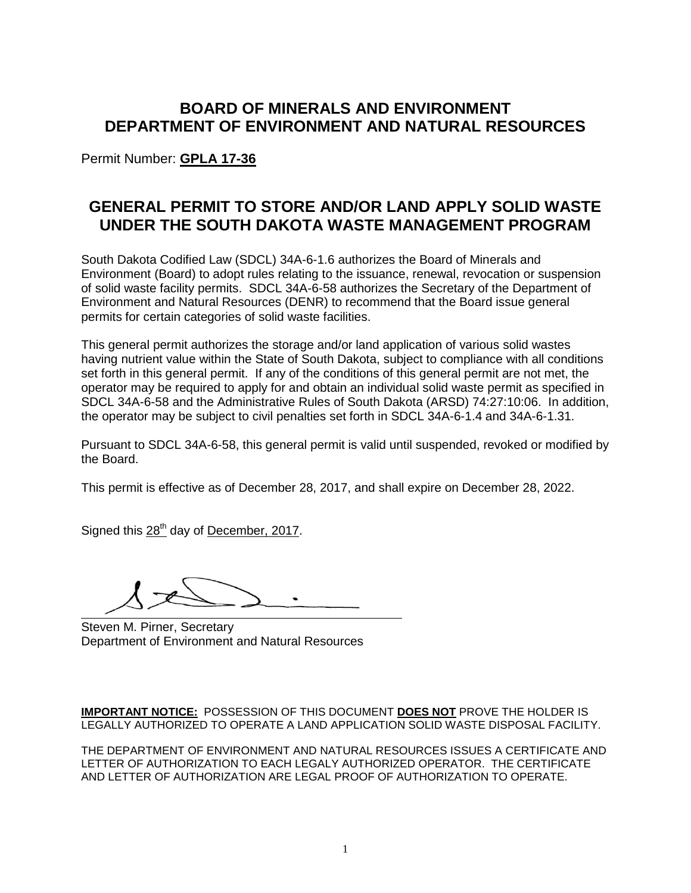# BOARD OF MINERALS AND ENVIRONMENT
# DEPARTMENT OF ENVIRONMENT AND NATURAL RESOURCES

Permit Number: **GPLA 17-36**

## GENERAL PERMIT TO STORE AND/OR LAND APPLY SOLID WASTE UNDER THE SOUTH DAKOTA WASTE MANAGEMENT PROGRAM

South Dakota Codified Law (SDCL) 34A-6-1.6 authorizes the Board of Minerals and Environment (Board) to adopt rules relating to the issuance, renewal, revocation or suspension of solid waste facility permits. SDCL 34A-6-58 authorizes the Secretary of the Department of Environment and Natural Resources (DENR) to recommend that the Board issue general permits for certain categories of solid waste facilities.

This general permit authorizes the storage and/or land application of various solid wastes having nutrient value within the State of South Dakota, subject to compliance with all conditions set forth in this general permit. If any of the conditions of this general permit are not met, the operator may be required to apply for and obtain an individual solid waste permit as specified in SDCL 34A-6-58 and the Administrative Rules of South Dakota (ARSD) 74:27:10:06. In addition, the operator may be subject to civil penalties set forth in SDCL 34A-6-1.4 and 34A-6-1.31.

Pursuant to SDCL 34A-6-58, this general permit is valid until suspended, revoked or modified by the Board.

This permit is effective as of December 28, 2017, and shall expire on December 28, 2022.

Signed this 28th day of December, 2017.

Steven M. Pirner, Secretary
Department of Environment and Natural Resources

**IMPORTANT NOTICE:** POSSESSION OF THIS DOCUMENT **DOES NOT** PROVE THE HOLDER IS LEGALLY AUTHORIZED TO OPERATE A LAND APPLICATION SOLID WASTE DISPOSAL FACILITY.

THE DEPARTMENT OF ENVIRONMENT AND NATURAL RESOURCES ISSUES A CERTIFICATE AND LETTER OF AUTHORIZATION TO EACH LEGALY AUTHORIZED OPERATOR. THE CERTIFICATE AND LETTER OF AUTHORIZATION ARE LEGAL PROOF OF AUTHORIZATION TO OPERATE.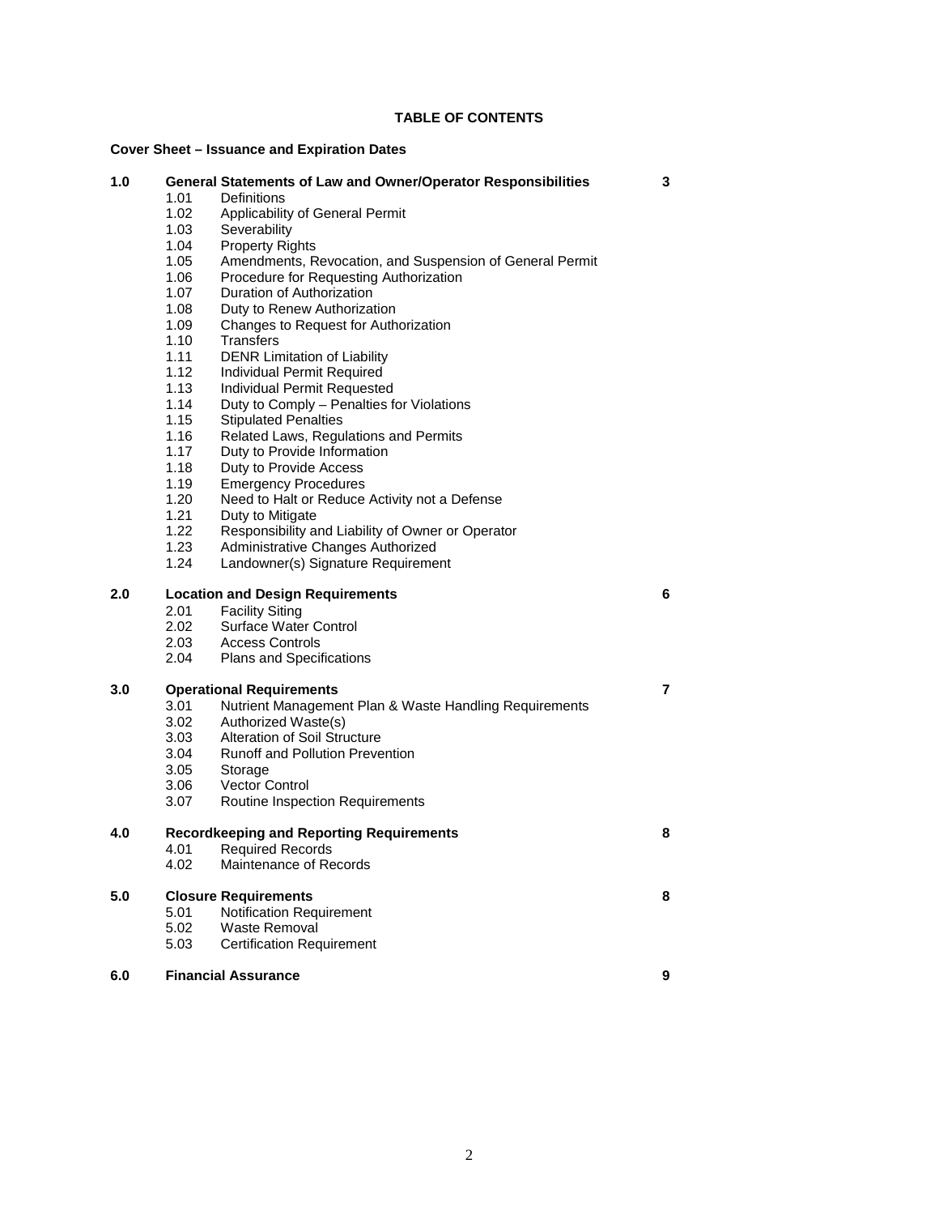## TABLE OF CONTENTS

**Cover Sheet – Issuance and Expiration Dates**

| | | |
|---|---|---|
| **1.0** | **General Statements of Law and Owner/Operator Responsibilities** | **3** |
| 1.01 | Definitions | |
| 1.02 | Applicability of General Permit | |
| 1.03 | Severability | |
| 1.04 | Property Rights | |
| 1.05 | Amendments, Revocation, and Suspension of General Permit | |
| 1.06 | Procedure for Requesting Authorization | |
| 1.07 | Duration of Authorization | |
| 1.08 | Duty to Renew Authorization | |
| 1.09 | Changes to Request for Authorization | |
| 1.10 | Transfers | |
| 1.11 | DENR Limitation of Liability | |
| 1.12 | Individual Permit Required | |
| 1.13 | Individual Permit Requested | |
| 1.14 | Duty to Comply – Penalties for Violations | |
| 1.15 | Stipulated Penalties | |
| 1.16 | Related Laws, Regulations and Permits | |
| 1.17 | Duty to Provide Information | |
| 1.18 | Duty to Provide Access | |
| 1.19 | Emergency Procedures | |
| 1.20 | Need to Halt or Reduce Activity not a Defense | |
| 1.21 | Duty to Mitigate | |
| 1.22 | Responsibility and Liability of Owner or Operator | |
| 1.23 | Administrative Changes Authorized | |
| 1.24 | Landowner(s) Signature Requirement | |
| **2.0** | **Location and Design Requirements** | **6** |
| 2.01 | Facility Siting | |
| 2.02 | Surface Water Control | |
| 2.03 | Access Controls | |
| 2.04 | Plans and Specifications | |
| **3.0** | **Operational Requirements** | **7** |
| 3.01 | Nutrient Management Plan & Waste Handling Requirements | |
| 3.02 | Authorized Waste(s) | |
| 3.03 | Alteration of Soil Structure | |
| 3.04 | Runoff and Pollution Prevention | |
| 3.05 | Storage | |
| 3.06 | Vector Control | |
| 3.07 | Routine Inspection Requirements | |
| **4.0** | **Recordkeeping and Reporting Requirements** | **8** |
| 4.01 | Required Records | |
| 4.02 | Maintenance of Records | |
| **5.0** | **Closure Requirements** | **8** |
| 5.01 | Notification Requirement | |
| 5.02 | Waste Removal | |
| 5.03 | Certification Requirement | |
| **6.0** | **Financial Assurance** | **9** |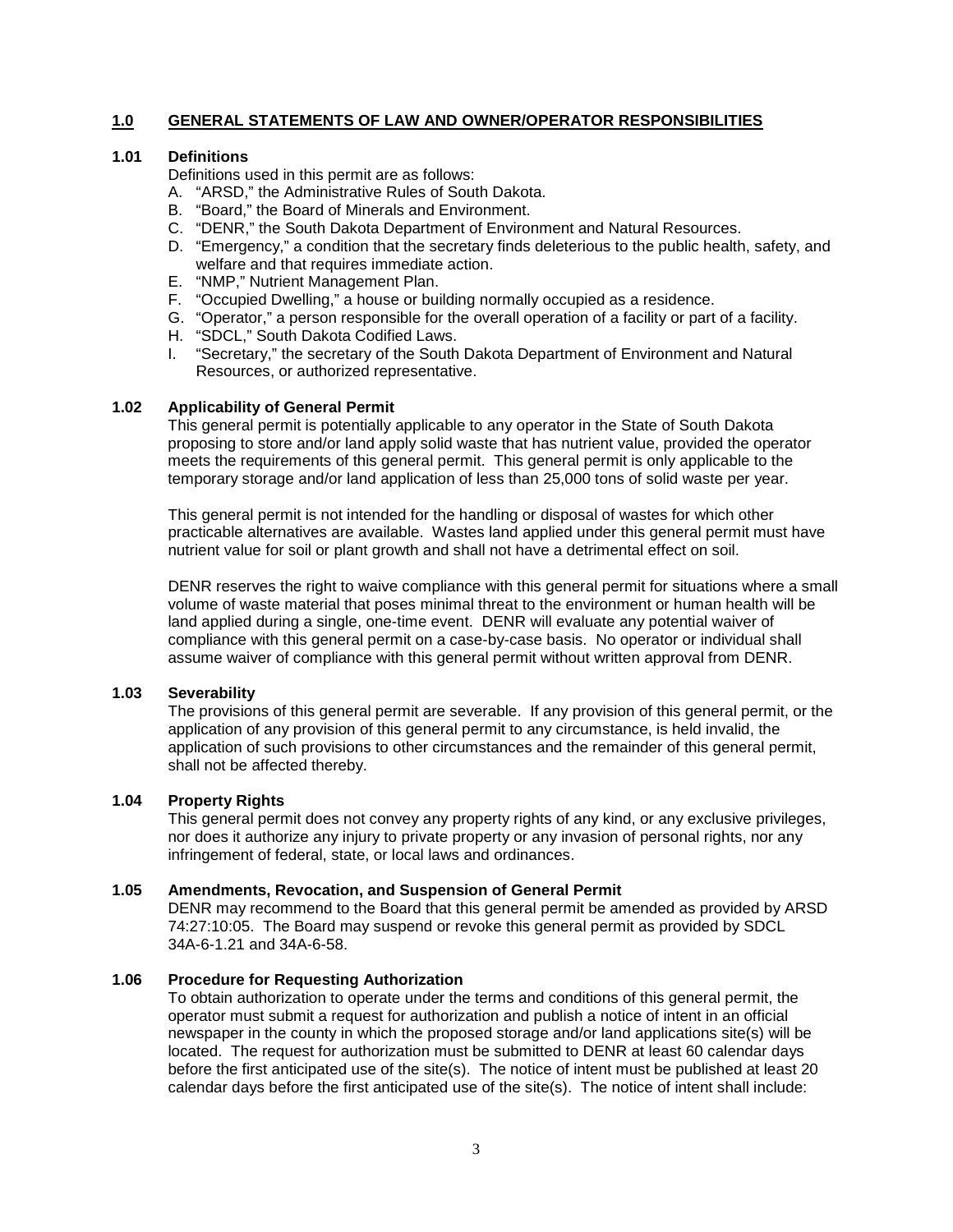## 1.0 GENERAL STATEMENTS OF LAW AND OWNER/OPERATOR RESPONSIBILITIES

### 1.01 Definitions

Definitions used in this permit are as follows:

A. "ARSD," the Administrative Rules of South Dakota.
B. "Board," the Board of Minerals and Environment.
C. "DENR," the South Dakota Department of Environment and Natural Resources.
D. "Emergency," a condition that the secretary finds deleterious to the public health, safety, and welfare and that requires immediate action.
E. "NMP," Nutrient Management Plan.
F. "Occupied Dwelling," a house or building normally occupied as a residence.
G. "Operator," a person responsible for the overall operation of a facility or part of a facility.
H. "SDCL," South Dakota Codified Laws.
I. "Secretary," the secretary of the South Dakota Department of Environment and Natural Resources, or authorized representative.

### 1.02 Applicability of General Permit

This general permit is potentially applicable to any operator in the State of South Dakota proposing to store and/or land apply solid waste that has nutrient value, provided the operator meets the requirements of this general permit. This general permit is only applicable to the temporary storage and/or land application of less than 25,000 tons of solid waste per year.

This general permit is not intended for the handling or disposal of wastes for which other practicable alternatives are available. Wastes land applied under this general permit must have nutrient value for soil or plant growth and shall not have a detrimental effect on soil.

DENR reserves the right to waive compliance with this general permit for situations where a small volume of waste material that poses minimal threat to the environment or human health will be land applied during a single, one-time event. DENR will evaluate any potential waiver of compliance with this general permit on a case-by-case basis. No operator or individual shall assume waiver of compliance with this general permit without written approval from DENR.

### 1.03 Severability

The provisions of this general permit are severable. If any provision of this general permit, or the application of any provision of this general permit to any circumstance, is held invalid, the application of such provisions to other circumstances and the remainder of this general permit, shall not be affected thereby.

### 1.04 Property Rights

This general permit does not convey any property rights of any kind, or any exclusive privileges, nor does it authorize any injury to private property or any invasion of personal rights, nor any infringement of federal, state, or local laws and ordinances.

### 1.05 Amendments, Revocation, and Suspension of General Permit

DENR may recommend to the Board that this general permit be amended as provided by ARSD 74:27:10:05. The Board may suspend or revoke this general permit as provided by SDCL 34A-6-1.21 and 34A-6-58.

### 1.06 Procedure for Requesting Authorization

To obtain authorization to operate under the terms and conditions of this general permit, the operator must submit a request for authorization and publish a notice of intent in an official newspaper in the county in which the proposed storage and/or land applications site(s) will be located. The request for authorization must be submitted to DENR at least 60 calendar days before the first anticipated use of the site(s). The notice of intent must be published at least 20 calendar days before the first anticipated use of the site(s). The notice of intent shall include: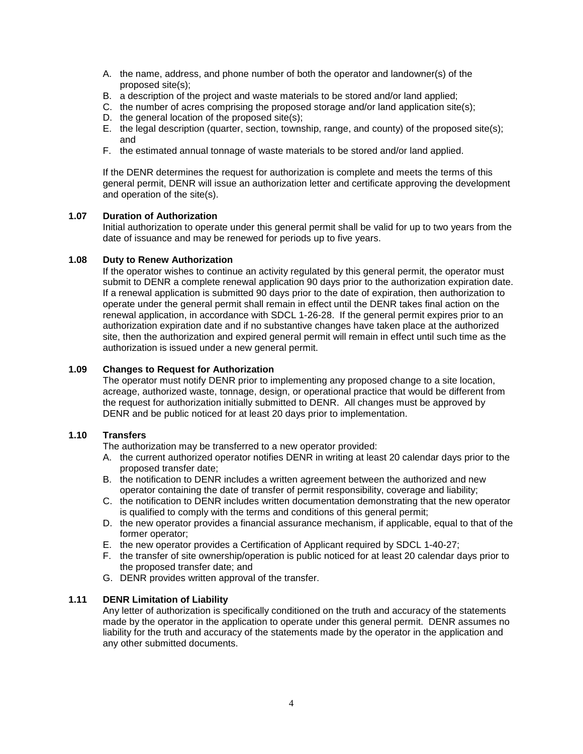A. the name, address, and phone number of both the operator and landowner(s) of the proposed site(s);
B. a description of the project and waste materials to be stored and/or land applied;
C. the number of acres comprising the proposed storage and/or land application site(s);
D. the general location of the proposed site(s);
E. the legal description (quarter, section, township, range, and county) of the proposed site(s); and
F. the estimated annual tonnage of waste materials to be stored and/or land applied.

If the DENR determines the request for authorization is complete and meets the terms of this general permit, DENR will issue an authorization letter and certificate approving the development and operation of the site(s).

### 1.07 Duration of Authorization

Initial authorization to operate under this general permit shall be valid for up to two years from the date of issuance and may be renewed for periods up to five years.

### 1.08 Duty to Renew Authorization

If the operator wishes to continue an activity regulated by this general permit, the operator must submit to DENR a complete renewal application 90 days prior to the authorization expiration date. If a renewal application is submitted 90 days prior to the date of expiration, then authorization to operate under the general permit shall remain in effect until the DENR takes final action on the renewal application, in accordance with SDCL 1-26-28. If the general permit expires prior to an authorization expiration date and if no substantive changes have taken place at the authorized site, then the authorization and expired general permit will remain in effect until such time as the authorization is issued under a new general permit.

### 1.09 Changes to Request for Authorization

The operator must notify DENR prior to implementing any proposed change to a site location, acreage, authorized waste, tonnage, design, or operational practice that would be different from the request for authorization initially submitted to DENR. All changes must be approved by DENR and be public noticed for at least 20 days prior to implementation.

### 1.10 Transfers

The authorization may be transferred to a new operator provided:

A. the current authorized operator notifies DENR in writing at least 20 calendar days prior to the proposed transfer date;
B. the notification to DENR includes a written agreement between the authorized and new operator containing the date of transfer of permit responsibility, coverage and liability;
C. the notification to DENR includes written documentation demonstrating that the new operator is qualified to comply with the terms and conditions of this general permit;
D. the new operator provides a financial assurance mechanism, if applicable, equal to that of the former operator;
E. the new operator provides a Certification of Applicant required by SDCL 1-40-27;
F. the transfer of site ownership/operation is public noticed for at least 20 calendar days prior to the proposed transfer date; and
G. DENR provides written approval of the transfer.

### 1.11 DENR Limitation of Liability

Any letter of authorization is specifically conditioned on the truth and accuracy of the statements made by the operator in the application to operate under this general permit. DENR assumes no liability for the truth and accuracy of the statements made by the operator in the application and any other submitted documents.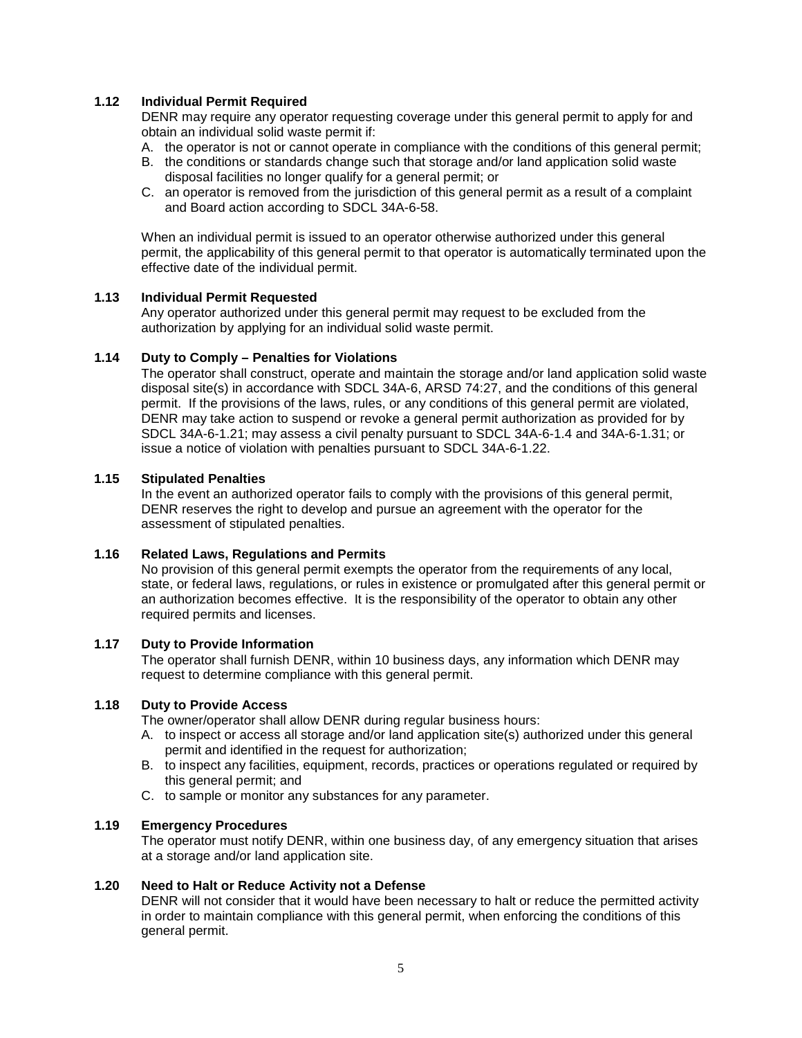### 1.12 Individual Permit Required

DENR may require any operator requesting coverage under this general permit to apply for and obtain an individual solid waste permit if:

A. the operator is not or cannot operate in compliance with the conditions of this general permit;
B. the conditions or standards change such that storage and/or land application solid waste disposal facilities no longer qualify for a general permit; or
C. an operator is removed from the jurisdiction of this general permit as a result of a complaint and Board action according to SDCL 34A-6-58.

When an individual permit is issued to an operator otherwise authorized under this general permit, the applicability of this general permit to that operator is automatically terminated upon the effective date of the individual permit.

### 1.13 Individual Permit Requested

Any operator authorized under this general permit may request to be excluded from the authorization by applying for an individual solid waste permit.

### 1.14 Duty to Comply – Penalties for Violations

The operator shall construct, operate and maintain the storage and/or land application solid waste disposal site(s) in accordance with SDCL 34A-6, ARSD 74:27, and the conditions of this general permit. If the provisions of the laws, rules, or any conditions of this general permit are violated, DENR may take action to suspend or revoke a general permit authorization as provided for by SDCL 34A-6-1.21; may assess a civil penalty pursuant to SDCL 34A-6-1.4 and 34A-6-1.31; or issue a notice of violation with penalties pursuant to SDCL 34A-6-1.22.

### 1.15 Stipulated Penalties

In the event an authorized operator fails to comply with the provisions of this general permit, DENR reserves the right to develop and pursue an agreement with the operator for the assessment of stipulated penalties.

### 1.16 Related Laws, Regulations and Permits

No provision of this general permit exempts the operator from the requirements of any local, state, or federal laws, regulations, or rules in existence or promulgated after this general permit or an authorization becomes effective. It is the responsibility of the operator to obtain any other required permits and licenses.

### 1.17 Duty to Provide Information

The operator shall furnish DENR, within 10 business days, any information which DENR may request to determine compliance with this general permit.

### 1.18 Duty to Provide Access

The owner/operator shall allow DENR during regular business hours:

A. to inspect or access all storage and/or land application site(s) authorized under this general permit and identified in the request for authorization;
B. to inspect any facilities, equipment, records, practices or operations regulated or required by this general permit; and
C. to sample or monitor any substances for any parameter.

### 1.19 Emergency Procedures

The operator must notify DENR, within one business day, of any emergency situation that arises at a storage and/or land application site.

### 1.20 Need to Halt or Reduce Activity not a Defense

DENR will not consider that it would have been necessary to halt or reduce the permitted activity in order to maintain compliance with this general permit, when enforcing the conditions of this general permit.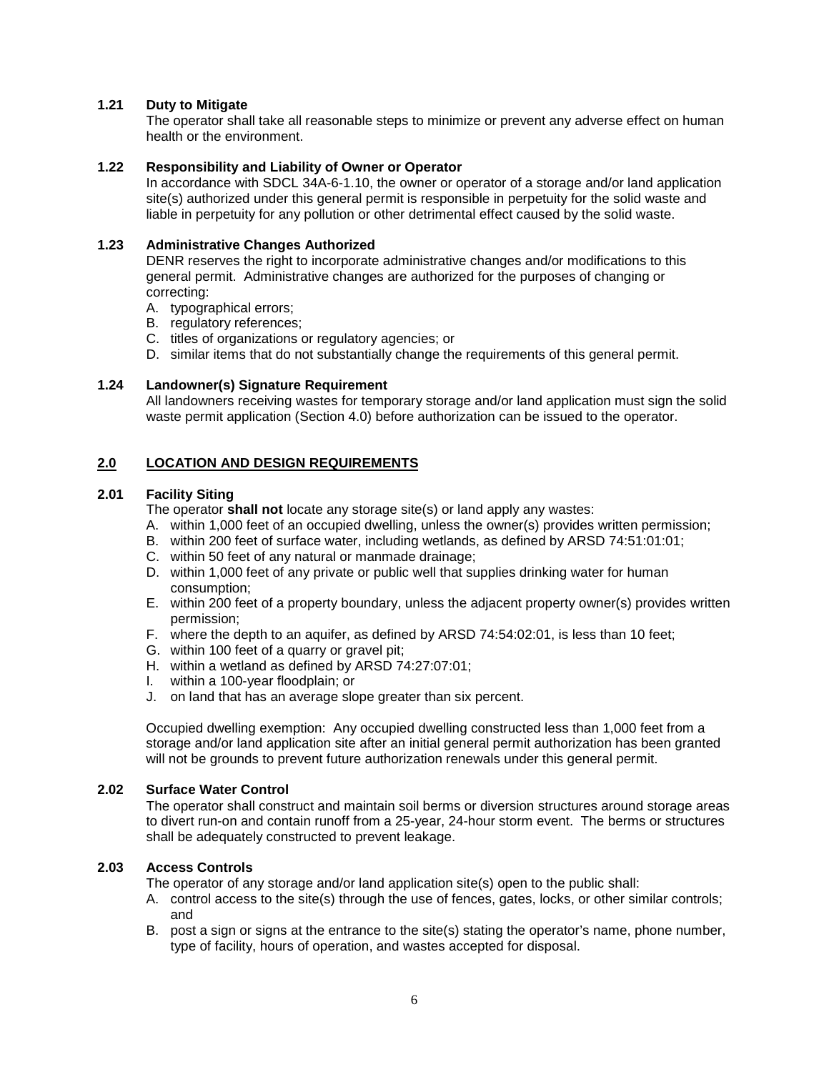### 1.21 Duty to Mitigate

The operator shall take all reasonable steps to minimize or prevent any adverse effect on human health or the environment.

### 1.22 Responsibility and Liability of Owner or Operator

In accordance with SDCL 34A-6-1.10, the owner or operator of a storage and/or land application site(s) authorized under this general permit is responsible in perpetuity for the solid waste and liable in perpetuity for any pollution or other detrimental effect caused by the solid waste.

### 1.23 Administrative Changes Authorized

DENR reserves the right to incorporate administrative changes and/or modifications to this general permit. Administrative changes are authorized for the purposes of changing or correcting:

A. typographical errors;
B. regulatory references;
C. titles of organizations or regulatory agencies; or
D. similar items that do not substantially change the requirements of this general permit.

### 1.24 Landowner(s) Signature Requirement

All landowners receiving wastes for temporary storage and/or land application must sign the solid waste permit application (Section 4.0) before authorization can be issued to the operator.

## 2.0 LOCATION AND DESIGN REQUIREMENTS

### 2.01 Facility Siting

The operator **shall not** locate any storage site(s) or land apply any wastes:

A. within 1,000 feet of an occupied dwelling, unless the owner(s) provides written permission;
B. within 200 feet of surface water, including wetlands, as defined by ARSD 74:51:01:01;
C. within 50 feet of any natural or manmade drainage;
D. within 1,000 feet of any private or public well that supplies drinking water for human consumption;
E. within 200 feet of a property boundary, unless the adjacent property owner(s) provides written permission;
F. where the depth to an aquifer, as defined by ARSD 74:54:02:01, is less than 10 feet;
G. within 100 feet of a quarry or gravel pit;
H. within a wetland as defined by ARSD 74:27:07:01;
I. within a 100-year floodplain; or
J. on land that has an average slope greater than six percent.

Occupied dwelling exemption: Any occupied dwelling constructed less than 1,000 feet from a storage and/or land application site after an initial general permit authorization has been granted will not be grounds to prevent future authorization renewals under this general permit.

### 2.02 Surface Water Control

The operator shall construct and maintain soil berms or diversion structures around storage areas to divert run-on and contain runoff from a 25-year, 24-hour storm event. The berms or structures shall be adequately constructed to prevent leakage.

### 2.03 Access Controls

The operator of any storage and/or land application site(s) open to the public shall:

A. control access to the site(s) through the use of fences, gates, locks, or other similar controls; and
B. post a sign or signs at the entrance to the site(s) stating the operator's name, phone number, type of facility, hours of operation, and wastes accepted for disposal.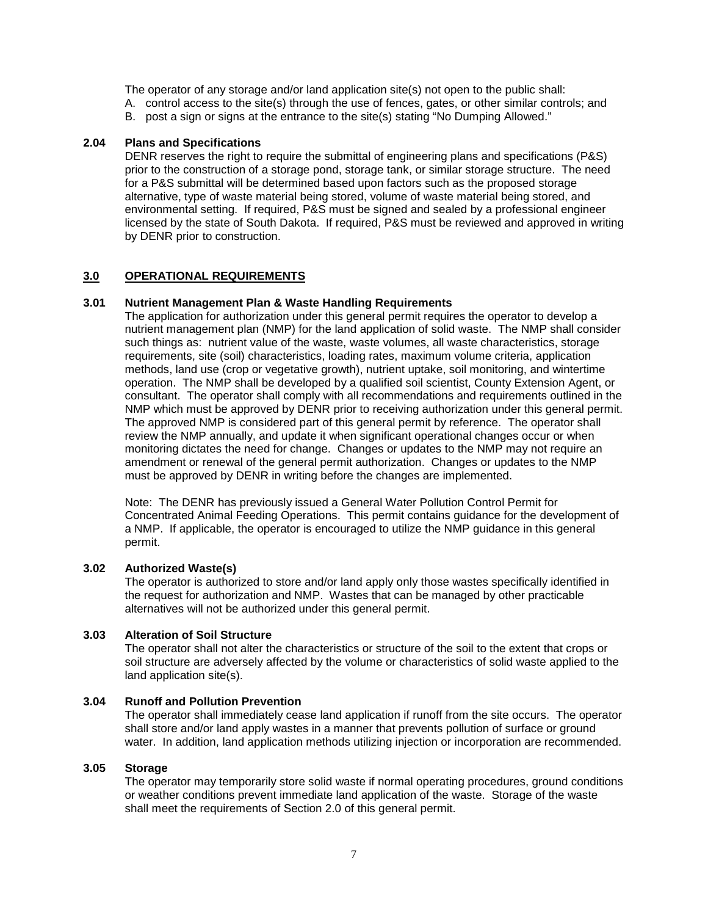The operator of any storage and/or land application site(s) not open to the public shall:

A. control access to the site(s) through the use of fences, gates, or other similar controls; and
B. post a sign or signs at the entrance to the site(s) stating "No Dumping Allowed."

### 2.04 Plans and Specifications

DENR reserves the right to require the submittal of engineering plans and specifications (P&S) prior to the construction of a storage pond, storage tank, or similar storage structure. The need for a P&S submittal will be determined based upon factors such as the proposed storage alternative, type of waste material being stored, volume of waste material being stored, and environmental setting. If required, P&S must be signed and sealed by a professional engineer licensed by the state of South Dakota. If required, P&S must be reviewed and approved in writing by DENR prior to construction.

## 3.0 OPERATIONAL REQUIREMENTS

### 3.01 Nutrient Management Plan & Waste Handling Requirements

The application for authorization under this general permit requires the operator to develop a nutrient management plan (NMP) for the land application of solid waste. The NMP shall consider such things as: nutrient value of the waste, waste volumes, all waste characteristics, storage requirements, site (soil) characteristics, loading rates, maximum volume criteria, application methods, land use (crop or vegetative growth), nutrient uptake, soil monitoring, and wintertime operation. The NMP shall be developed by a qualified soil scientist, County Extension Agent, or consultant. The operator shall comply with all recommendations and requirements outlined in the NMP which must be approved by DENR prior to receiving authorization under this general permit. The approved NMP is considered part of this general permit by reference. The operator shall review the NMP annually, and update it when significant operational changes occur or when monitoring dictates the need for change. Changes or updates to the NMP may not require an amendment or renewal of the general permit authorization. Changes or updates to the NMP must be approved by DENR in writing before the changes are implemented.

Note: The DENR has previously issued a General Water Pollution Control Permit for Concentrated Animal Feeding Operations. This permit contains guidance for the development of a NMP. If applicable, the operator is encouraged to utilize the NMP guidance in this general permit.

### 3.02 Authorized Waste(s)

The operator is authorized to store and/or land apply only those wastes specifically identified in the request for authorization and NMP. Wastes that can be managed by other practicable alternatives will not be authorized under this general permit.

### 3.03 Alteration of Soil Structure

The operator shall not alter the characteristics or structure of the soil to the extent that crops or soil structure are adversely affected by the volume or characteristics of solid waste applied to the land application site(s).

### 3.04 Runoff and Pollution Prevention

The operator shall immediately cease land application if runoff from the site occurs. The operator shall store and/or land apply wastes in a manner that prevents pollution of surface or ground water. In addition, land application methods utilizing injection or incorporation are recommended.

### 3.05 Storage

The operator may temporarily store solid waste if normal operating procedures, ground conditions or weather conditions prevent immediate land application of the waste. Storage of the waste shall meet the requirements of Section 2.0 of this general permit.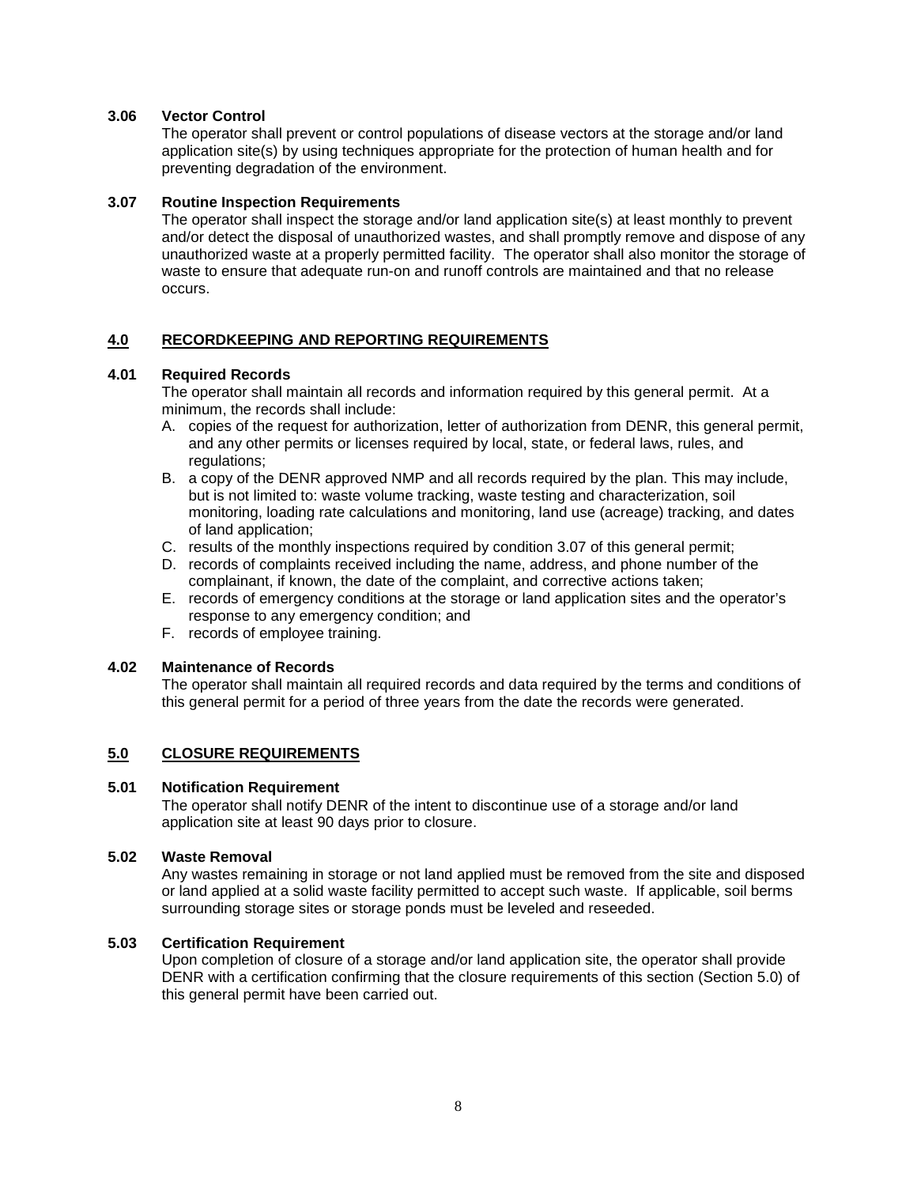### 3.06 Vector Control

The operator shall prevent or control populations of disease vectors at the storage and/or land application site(s) by using techniques appropriate for the protection of human health and for preventing degradation of the environment.

### 3.07 Routine Inspection Requirements

The operator shall inspect the storage and/or land application site(s) at least monthly to prevent and/or detect the disposal of unauthorized wastes, and shall promptly remove and dispose of any unauthorized waste at a properly permitted facility. The operator shall also monitor the storage of waste to ensure that adequate run-on and runoff controls are maintained and that no release occurs.

## 4.0 RECORDKEEPING AND REPORTING REQUIREMENTS

### 4.01 Required Records

The operator shall maintain all records and information required by this general permit. At a minimum, the records shall include:

A. copies of the request for authorization, letter of authorization from DENR, this general permit, and any other permits or licenses required by local, state, or federal laws, rules, and regulations;
B. a copy of the DENR approved NMP and all records required by the plan. This may include, but is not limited to: waste volume tracking, waste testing and characterization, soil monitoring, loading rate calculations and monitoring, land use (acreage) tracking, and dates of land application;
C. results of the monthly inspections required by condition 3.07 of this general permit;
D. records of complaints received including the name, address, and phone number of the complainant, if known, the date of the complaint, and corrective actions taken;
E. records of emergency conditions at the storage or land application sites and the operator's response to any emergency condition; and
F. records of employee training.

### 4.02 Maintenance of Records

The operator shall maintain all required records and data required by the terms and conditions of this general permit for a period of three years from the date the records were generated.

## 5.0 CLOSURE REQUIREMENTS

### 5.01 Notification Requirement

The operator shall notify DENR of the intent to discontinue use of a storage and/or land application site at least 90 days prior to closure.

### 5.02 Waste Removal

Any wastes remaining in storage or not land applied must be removed from the site and disposed or land applied at a solid waste facility permitted to accept such waste. If applicable, soil berms surrounding storage sites or storage ponds must be leveled and reseeded.

### 5.03 Certification Requirement

Upon completion of closure of a storage and/or land application site, the operator shall provide DENR with a certification confirming that the closure requirements of this section (Section 5.0) of this general permit have been carried out.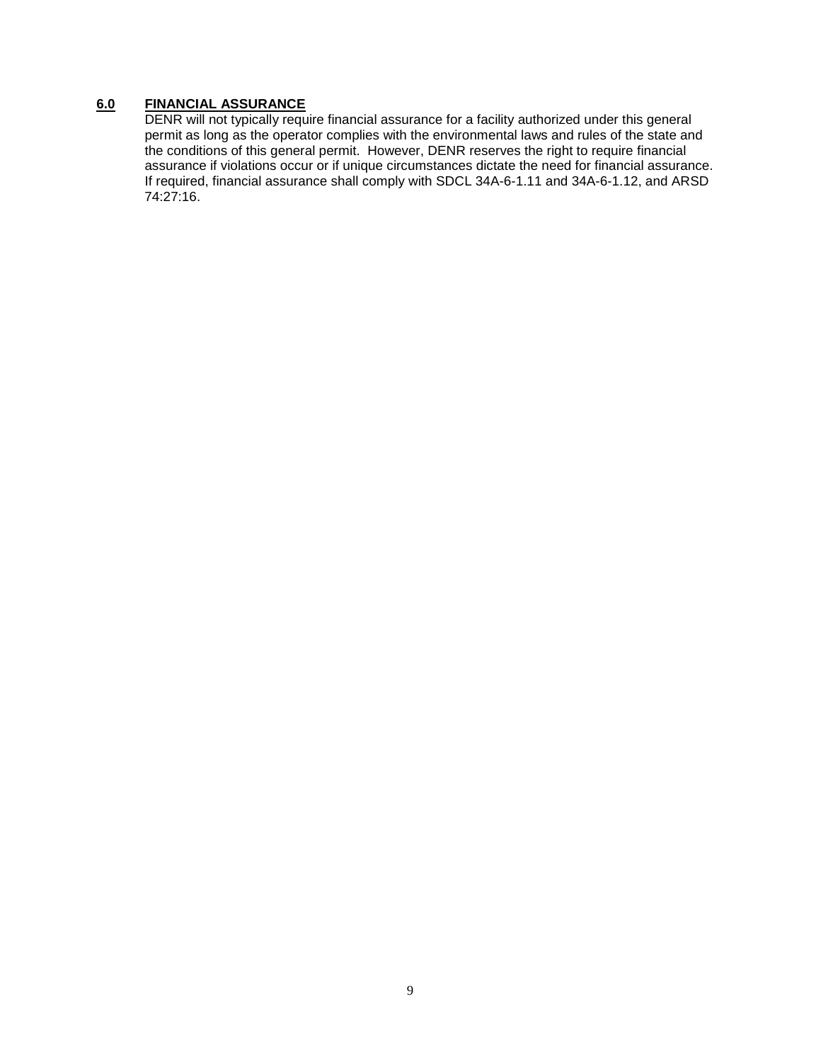## 6.0 FINANCIAL ASSURANCE

DENR will not typically require financial assurance for a facility authorized under this general permit as long as the operator complies with the environmental laws and rules of the state and the conditions of this general permit. However, DENR reserves the right to require financial assurance if violations occur or if unique circumstances dictate the need for financial assurance. If required, financial assurance shall comply with SDCL 34A-6-1.11 and 34A-6-1.12, and ARSD 74:27:16.